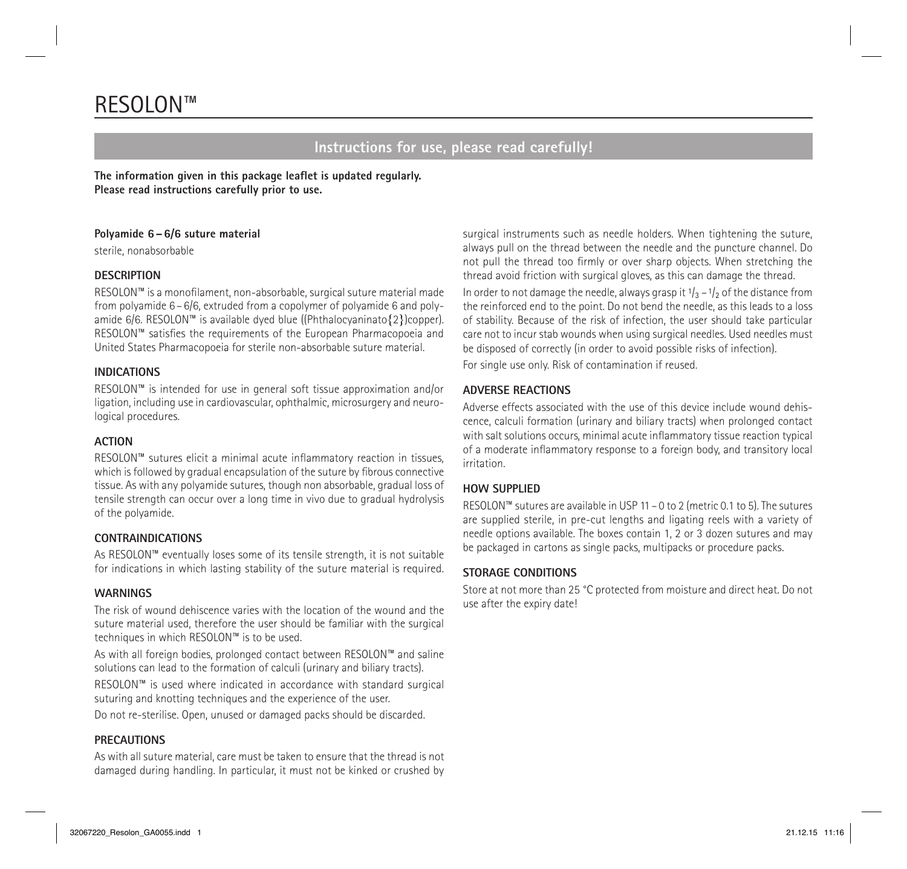# RESOLON™

## Instructions for use, please read carefully!

**The information given in this package leaflet is updated regularly.**
**Please read instructions carefully prior to use.**

**Polyamide 6 – 6/6 suture material**

sterile, nonabsorbable

### DESCRIPTION

RESOLON™ is a monofilament, non-absorbable, surgical suture material made from polyamide 6 – 6/6, extruded from a copolymer of polyamide 6 and polyamide 6/6. RESOLON™ is available dyed blue ((Phthalocyaninato{2})copper). RESOLON™ satisfies the requirements of the European Pharmacopoeia and United States Pharmacopoeia for sterile non-absorbable suture material.

### INDICATIONS

RESOLON™ is intended for use in general soft tissue approximation and/or ligation, including use in cardiovascular, ophthalmic, microsurgery and neurological procedures.

### ACTION

RESOLON™ sutures elicit a minimal acute inflammatory reaction in tissues, which is followed by gradual encapsulation of the suture by fibrous connective tissue. As with any polyamide sutures, though non absorbable, gradual loss of tensile strength can occur over a long time in vivo due to gradual hydrolysis of the polyamide.

### CONTRAINDICATIONS

As RESOLON™ eventually loses some of its tensile strength, it is not suitable for indications in which lasting stability of the suture material is required.

### WARNINGS

The risk of wound dehiscence varies with the location of the wound and the suture material used, therefore the user should be familiar with the surgical techniques in which RESOLON™ is to be used.

As with all foreign bodies, prolonged contact between RESOLON™ and saline solutions can lead to the formation of calculi (urinary and biliary tracts).

RESOLON™ is used where indicated in accordance with standard surgical suturing and knotting techniques and the experience of the user.

Do not re-sterilise. Open, unused or damaged packs should be discarded.

### PRECAUTIONS

As with all suture material, care must be taken to ensure that the thread is not damaged during handling. In particular, it must not be kinked or crushed by surgical instruments such as needle holders. When tightening the suture, always pull on the thread between the needle and the puncture channel. Do not pull the thread too firmly or over sharp objects. When stretching the thread avoid friction with surgical gloves, as this can damage the thread.

In order to not damage the needle, always grasp it $1/3$ – $1/2$ of the distance from the reinforced end to the point. Do not bend the needle, as this leads to a loss of stability. Because of the risk of infection, the user should take particular care not to incur stab wounds when using surgical needles. Used needles must be disposed of correctly (in order to avoid possible risks of infection).

For single use only. Risk of contamination if reused.

### ADVERSE REACTIONS

Adverse effects associated with the use of this device include wound dehiscence, calculi formation (urinary and biliary tracts) when prolonged contact with salt solutions occurs, minimal acute inflammatory tissue reaction typical of a moderate inflammatory response to a foreign body, and transitory local irritation.

### HOW SUPPLIED

RESOLON™ sutures are available in USP 11 – 0 to 2 (metric 0.1 to 5). The sutures are supplied sterile, in pre-cut lengths and ligating reels with a variety of needle options available. The boxes contain 1, 2 or 3 dozen sutures and may be packaged in cartons as single packs, multipacks or procedure packs.

### STORAGE CONDITIONS

Store at not more than 25 °C protected from moisture and direct heat. Do not use after the expiry date!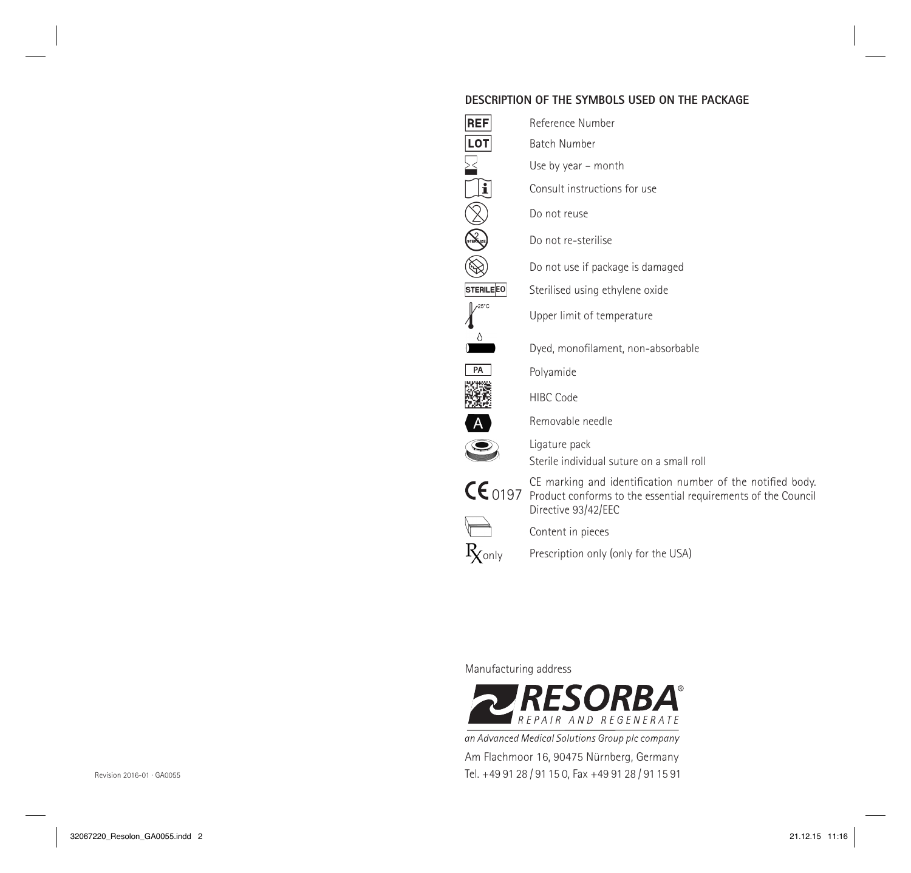## DESCRIPTION OF THE SYMBOLS USED ON THE PACKAGE

| | |
|---|---|
| REF | Reference Number |
| LOT | Batch Number |
| | Use by year – month |
| | Consult instructions for use |
| | Do not reuse |
| | Do not re-sterilise |
| | Do not use if package is damaged |
| STERILE EO | Sterilised using ethylene oxide |
| 25°C | Upper limit of temperature |
| | Dyed, monofilament, non-absorbable |
| PA | Polyamide |
| | HIBC Code |
| A | Removable needle |
| | Ligature pack<br>Sterile individual suture on a small roll |
| CE 0197 | CE marking and identification number of the notified body. Product conforms to the essential requirements of the Council Directive 93/42/EEC |
| | Content in pieces |
| Rx only | Prescription only (only for the USA) |

Manufacturing address

RESORBA® REPAIR AND REGENERATE

*an Advanced Medical Solutions Group plc company*

Am Flachmoor 16, 90475 Nürnberg, Germany
Tel. +49 91 28 / 91 15 0, Fax +49 91 28 / 91 15 91

Revision 2016-01 · GA0055